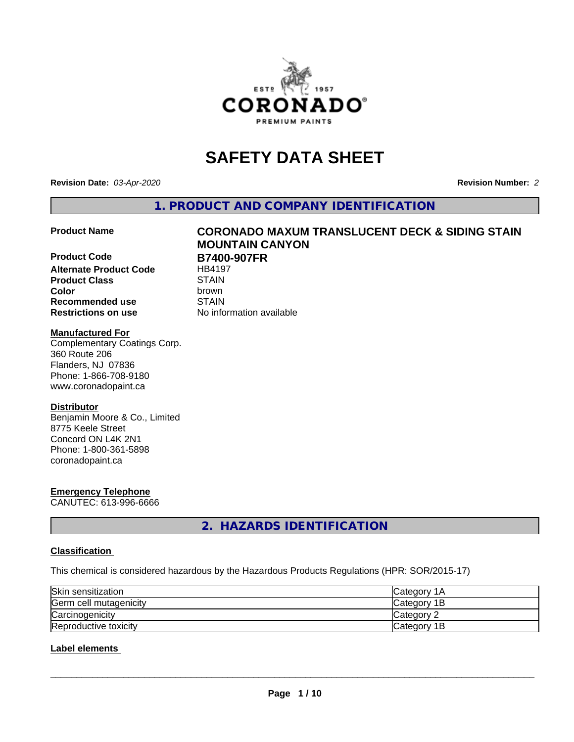# SAFETY DATA SHEET

**Revision Date:** *03-Apr-2020* **Revision Number:** *2*

## 1. PRODUCT AND COMPANY IDENTIFICATION

| | |
|---|---|
| **Product Name** | **CORONADO MAXUM TRANSLUCENT DECK & SIDING STAIN MOUNTAIN CANYON** |
| **Product Code** | **B7400-907FR** |
| **Alternate Product Code** | HB4197 |
| **Product Class** | STAIN |
| **Color** | brown |
| **Recommended use** | STAIN |
| **Restrictions on use** | No information available |

**Manufactured For**
Complementary Coatings Corp.
360 Route 206
Flanders, NJ 07836
Phone: 1-866-708-9180
www.coronadopaint.ca

**Distributor**
Benjamin Moore & Co., Limited
8775 Keele Street
Concord ON L4K 2N1
Phone: 1-800-361-5898
coronadopaint.ca

**Emergency Telephone**
CANUTEC: 613-996-6666

## 2. HAZARDS IDENTIFICATION

### Classification

This chemical is considered hazardous by the Hazardous Products Regulations (HPR: SOR/2015-17)

| | |
|---|---|
| Skin sensitization | Category 1A |
| Germ cell mutagenicity | Category 1B |
| Carcinogenicity | Category 2 |
| Reproductive toxicity | Category 1B |

### Label elements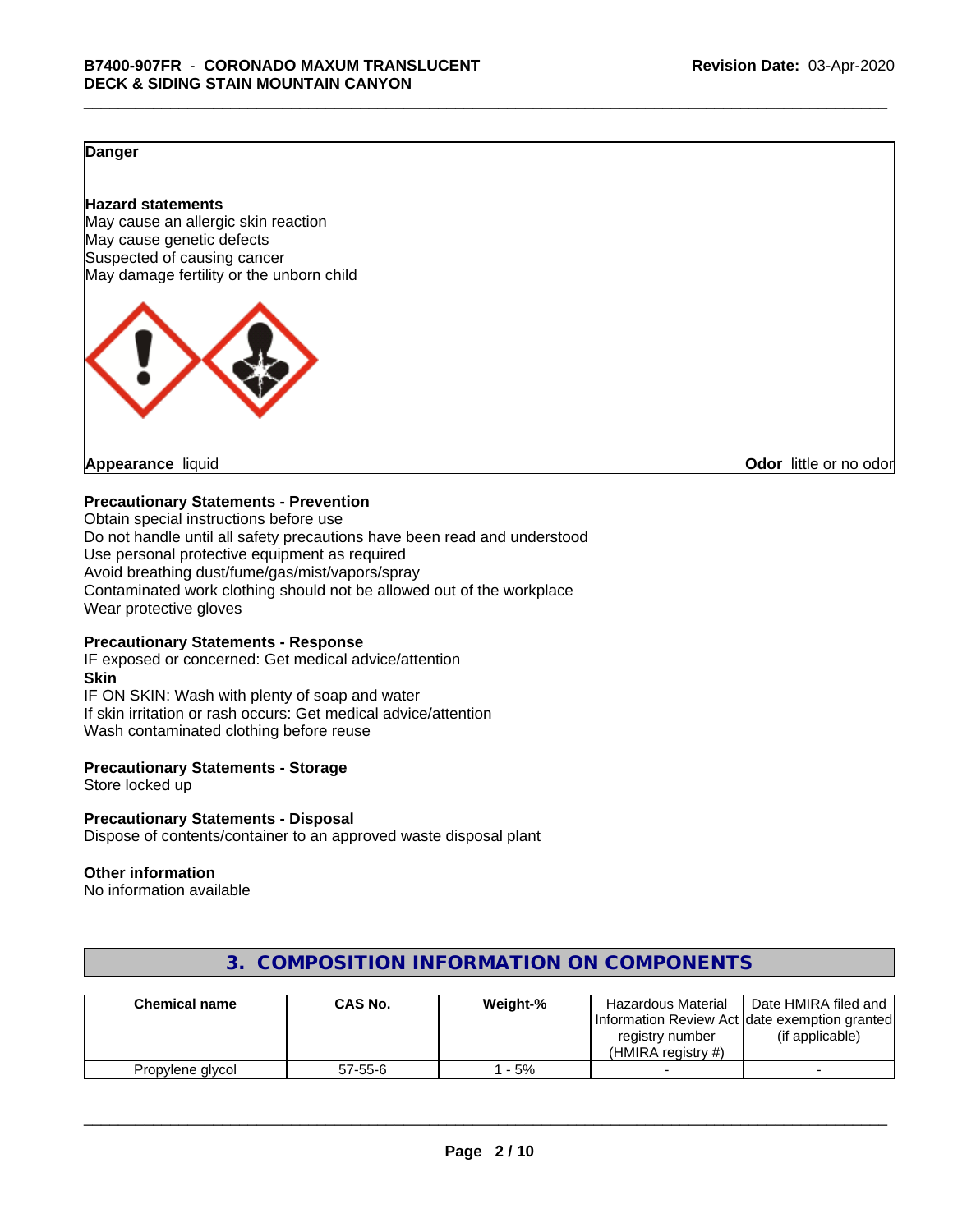**Danger**

**Hazard statements**
May cause an allergic skin reaction
May cause genetic defects
Suspected of causing cancer
May damage fertility or the unborn child

**Appearance** liquid **Odor** little or no odor

**Precautionary Statements - Prevention**
Obtain special instructions before use
Do not handle until all safety precautions have been read and understood
Use personal protective equipment as required
Avoid breathing dust/fume/gas/mist/vapors/spray
Contaminated work clothing should not be allowed out of the workplace
Wear protective gloves

**Precautionary Statements - Response**
IF exposed or concerned: Get medical advice/attention
**Skin**
IF ON SKIN: Wash with plenty of soap and water
If skin irritation or rash occurs: Get medical advice/attention
Wash contaminated clothing before reuse

**Precautionary Statements - Storage**
Store locked up

**Precautionary Statements - Disposal**
Dispose of contents/container to an approved waste disposal plant

**Other information**
No information available

## 3. COMPOSITION INFORMATION ON COMPONENTS

| Chemical name | CAS No. | Weight-% | Hazardous Material Information Review Act registry number (HMIRA registry #) | Date HMIRA filed and date exemption granted (if applicable) |
|---|---|---|---|---|
| Propylene glycol | 57-55-6 | 1 - 5% | - | - |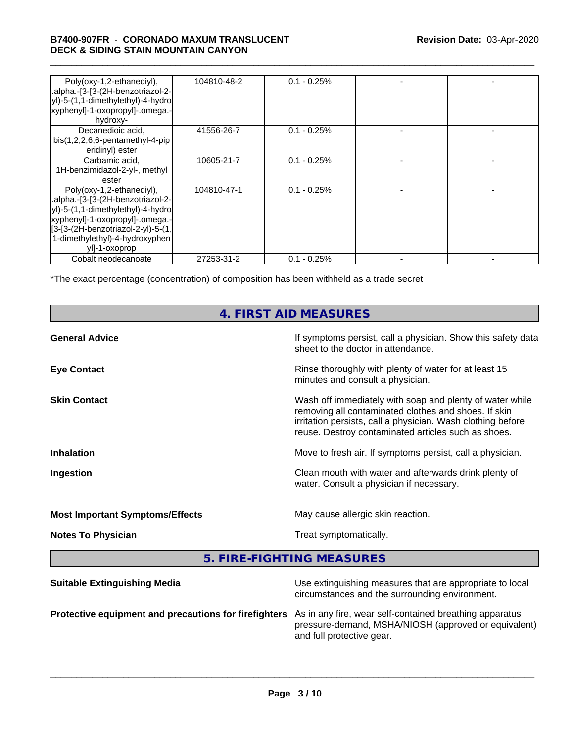| Chemical name | CAS No. | Weight-% | | |
|---|---|---|---|---|
| Poly(oxy-1,2-ethanediyl), .alpha.-[3-[3-(2H-benzotriazol-2-yl)-5-(1,1-dimethylethyl)-4-hydroxyphenyl]-1-oxopropyl]-.omega.-hydroxy- | 104810-48-2 | 0.1 - 0.25% | - | - |
| Decanedioic acid, bis(1,2,2,6,6-pentamethyl-4-piperidinyl) ester | 41556-26-7 | 0.1 - 0.25% | - | - |
| Carbamic acid, 1H-benzimidazol-2-yl-, methyl ester | 10605-21-7 | 0.1 - 0.25% | - | - |
| Poly(oxy-1,2-ethanediyl), .alpha.-[3-[3-(2H-benzotriazol-2-yl)-5-(1,1-dimethylethyl)-4-hydroxyphenyl]-1-oxopropyl]-.omega.-[3-[3-(2H-benzotriazol-2-yl)-5-(1,1-dimethylethyl)-4-hydroxyphenyl]-1-oxoprop | 104810-47-1 | 0.1 - 0.25% | - | - |
| Cobalt neodecanoate | 27253-31-2 | 0.1 - 0.25% | - | - |

*The exact percentage (concentration) of composition has been withheld as a trade secret

## 4. FIRST AID MEASURES

**General Advice** If symptoms persist, call a physician. Show this safety data sheet to the doctor in attendance.

**Eye Contact** Rinse thoroughly with plenty of water for at least 15 minutes and consult a physician.

**Skin Contact** Wash off immediately with soap and plenty of water while removing all contaminated clothes and shoes. If skin irritation persists, call a physician. Wash clothing before reuse. Destroy contaminated articles such as shoes.

**Inhalation** Move to fresh air. If symptoms persist, call a physician.

**Ingestion** Clean mouth with water and afterwards drink plenty of water. Consult a physician if necessary.

**Most Important Symptoms/Effects** May cause allergic skin reaction.

**Notes To Physician** Treat symptomatically.

## 5. FIRE-FIGHTING MEASURES

**Suitable Extinguishing Media** Use extinguishing measures that are appropriate to local circumstances and the surrounding environment.

**Protective equipment and precautions for firefighters** As in any fire, wear self-contained breathing apparatus pressure-demand, MSHA/NIOSH (approved or equivalent) and full protective gear.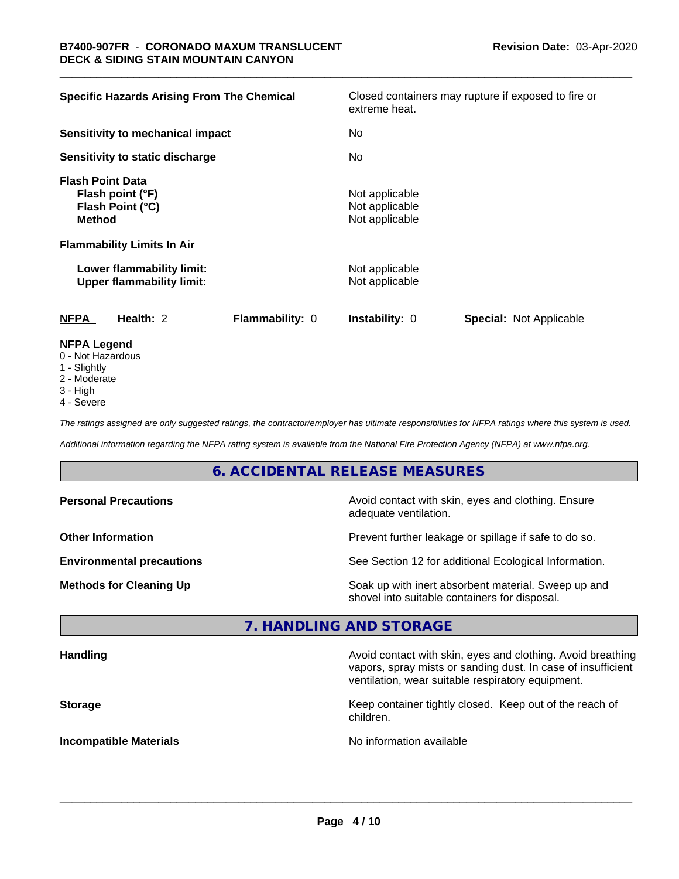| | |
|---|---|
| **Specific Hazards Arising From The Chemical** | Closed containers may rupture if exposed to fire or extreme heat. |
| **Sensitivity to mechanical impact** | No |
| **Sensitivity to static discharge** | No |
| **Flash Point Data** | |
| **Flash point (°F)** | Not applicable |
| **Flash Point (°C)** | Not applicable |
| **Method** | Not applicable |
| **Flammability Limits In Air** | |
| **Lower flammability limit:** | Not applicable |
| **Upper flammability limit:** | Not applicable |

| **NFPA** | **Health:** 2 | **Flammability:** 0 | **Instability:** 0 | **Special:** Not Applicable |
|---|---|---|---|---|

**NFPA Legend**

0 - Not Hazardous
1 - Slightly
2 - Moderate
3 - High
4 - Severe

*The ratings assigned are only suggested ratings, the contractor/employer has ultimate responsibilities for NFPA ratings where this system is used.*

*Additional information regarding the NFPA rating system is available from the National Fire Protection Agency (NFPA) at www.nfpa.org.*

## 6. ACCIDENTAL RELEASE MEASURES

| | |
|---|---|
| **Personal Precautions** | Avoid contact with skin, eyes and clothing. Ensure adequate ventilation. |
| **Other Information** | Prevent further leakage or spillage if safe to do so. |
| **Environmental precautions** | See Section 12 for additional Ecological Information. |
| **Methods for Cleaning Up** | Soak up with inert absorbent material. Sweep up and shovel into suitable containers for disposal. |

## 7. HANDLING AND STORAGE

| | |
|---|---|
| **Handling** | Avoid contact with skin, eyes and clothing. Avoid breathing vapors, spray mists or sanding dust. In case of insufficient ventilation, wear suitable respiratory equipment. |
| **Storage** | Keep container tightly closed. Keep out of the reach of children. |
| **Incompatible Materials** | No information available |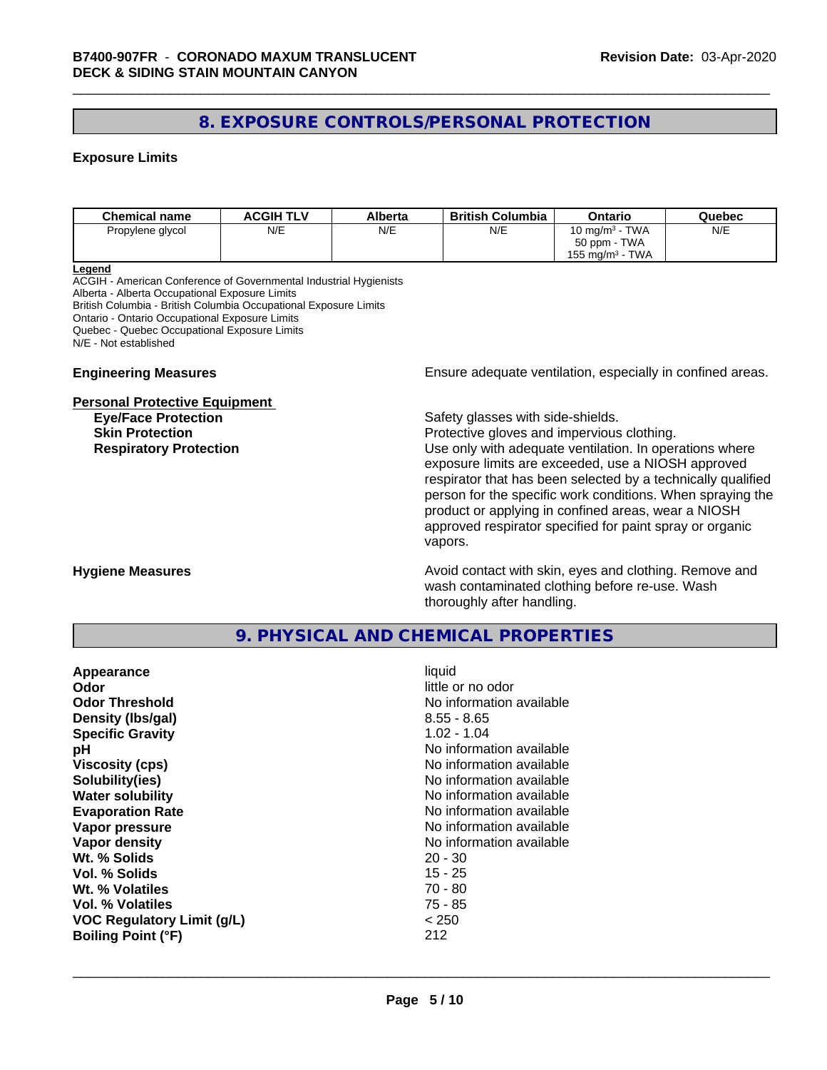## 8. EXPOSURE CONTROLS/PERSONAL PROTECTION

### Exposure Limits

| Chemical name | ACGIH TLV | Alberta | British Columbia | Ontario | Quebec |
|---|---|---|---|---|---|
| Propylene glycol | N/E | N/E | N/E | 10 mg/m³ - TWA<br>50 ppm - TWA<br>155 mg/m³ - TWA | N/E |

**Legend**
ACGIH - American Conference of Governmental Industrial Hygienists
Alberta - Alberta Occupational Exposure Limits
British Columbia - British Columbia Occupational Exposure Limits
Ontario - Ontario Occupational Exposure Limits
Quebec - Quebec Occupational Exposure Limits
N/E - Not established

**Engineering Measures** Ensure adequate ventilation, especially in confined areas.

**Personal Protective Equipment**

**Eye/Face Protection** Safety glasses with side-shields.

**Skin Protection** Protective gloves and impervious clothing.

**Respiratory Protection** Use only with adequate ventilation. In operations where exposure limits are exceeded, use a NIOSH approved respirator that has been selected by a technically qualified person for the specific work conditions. When spraying the product or applying in confined areas, wear a NIOSH approved respirator specified for paint spray or organic vapors.

**Hygiene Measures** Avoid contact with skin, eyes and clothing. Remove and wash contaminated clothing before re-use. Wash thoroughly after handling.

## 9. PHYSICAL AND CHEMICAL PROPERTIES

| | |
|---|---|
| **Appearance** | liquid |
| **Odor** | little or no odor |
| **Odor Threshold** | No information available |
| **Density (lbs/gal)** | 8.55 - 8.65 |
| **Specific Gravity** | 1.02 - 1.04 |
| **pH** | No information available |
| **Viscosity (cps)** | No information available |
| **Solubility(ies)** | No information available |
| **Water solubility** | No information available |
| **Evaporation Rate** | No information available |
| **Vapor pressure** | No information available |
| **Vapor density** | No information available |
| **Wt. % Solids** | 20 - 30 |
| **Vol. % Solids** | 15 - 25 |
| **Wt. % Volatiles** | 70 - 80 |
| **Vol. % Volatiles** | 75 - 85 |
| **VOC Regulatory Limit (g/L)** | < 250 |
| **Boiling Point (°F)** | 212 |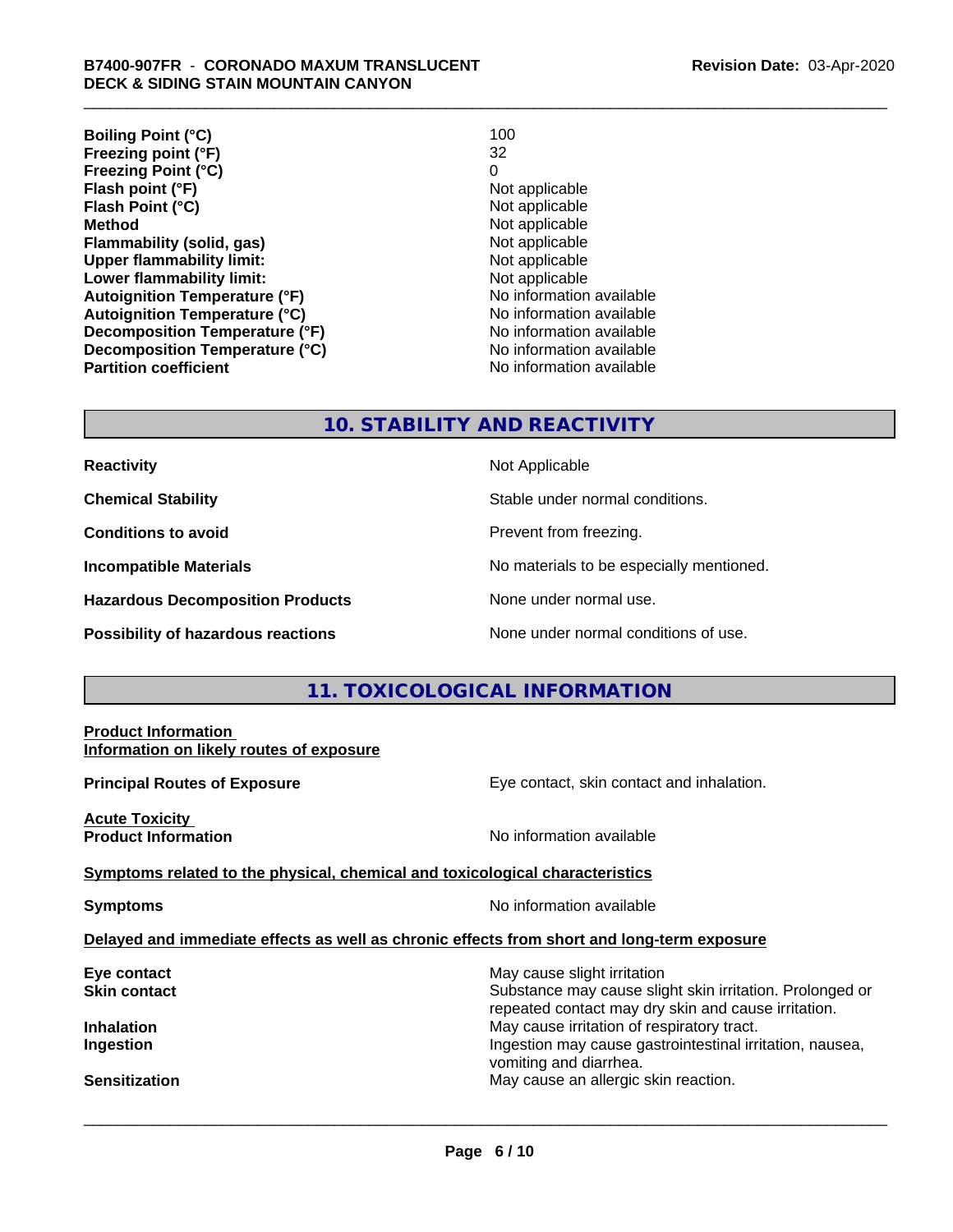| | |
|---|---|
| **Boiling Point (°C)** | 100 |
| **Freezing point (°F)** | 32 |
| **Freezing Point (°C)** | 0 |
| **Flash point (°F)** | Not applicable |
| **Flash Point (°C)** | Not applicable |
| **Method** | Not applicable |
| **Flammability (solid, gas)** | Not applicable |
| **Upper flammability limit:** | Not applicable |
| **Lower flammability limit:** | Not applicable |
| **Autoignition Temperature (°F)** | No information available |
| **Autoignition Temperature (°C)** | No information available |
| **Decomposition Temperature (°F)** | No information available |
| **Decomposition Temperature (°C)** | No information available |
| **Partition coefficient** | No information available |

## 10. STABILITY AND REACTIVITY

| | |
|---|---|
| **Reactivity** | Not Applicable |
| **Chemical Stability** | Stable under normal conditions. |
| **Conditions to avoid** | Prevent from freezing. |
| **Incompatible Materials** | No materials to be especially mentioned. |
| **Hazardous Decomposition Products** | None under normal use. |
| **Possibility of hazardous reactions** | None under normal conditions of use. |

## 11. TOXICOLOGICAL INFORMATION

**Product Information**
**Information on likely routes of exposure**

**Principal Routes of Exposure** — Eye contact, skin contact and inhalation.

**Acute Toxicity**
**Product Information** — No information available

**Symptoms related to the physical, chemical and toxicological characteristics**

**Symptoms** — No information available

**Delayed and immediate effects as well as chronic effects from short and long-term exposure**

| | |
|---|---|
| **Eye contact** | May cause slight irritation |
| **Skin contact** | Substance may cause slight skin irritation. Prolonged or repeated contact may dry skin and cause irritation. |
| **Inhalation** | May cause irritation of respiratory tract. |
| **Ingestion** | Ingestion may cause gastrointestinal irritation, nausea, vomiting and diarrhea. |
| **Sensitization** | May cause an allergic skin reaction. |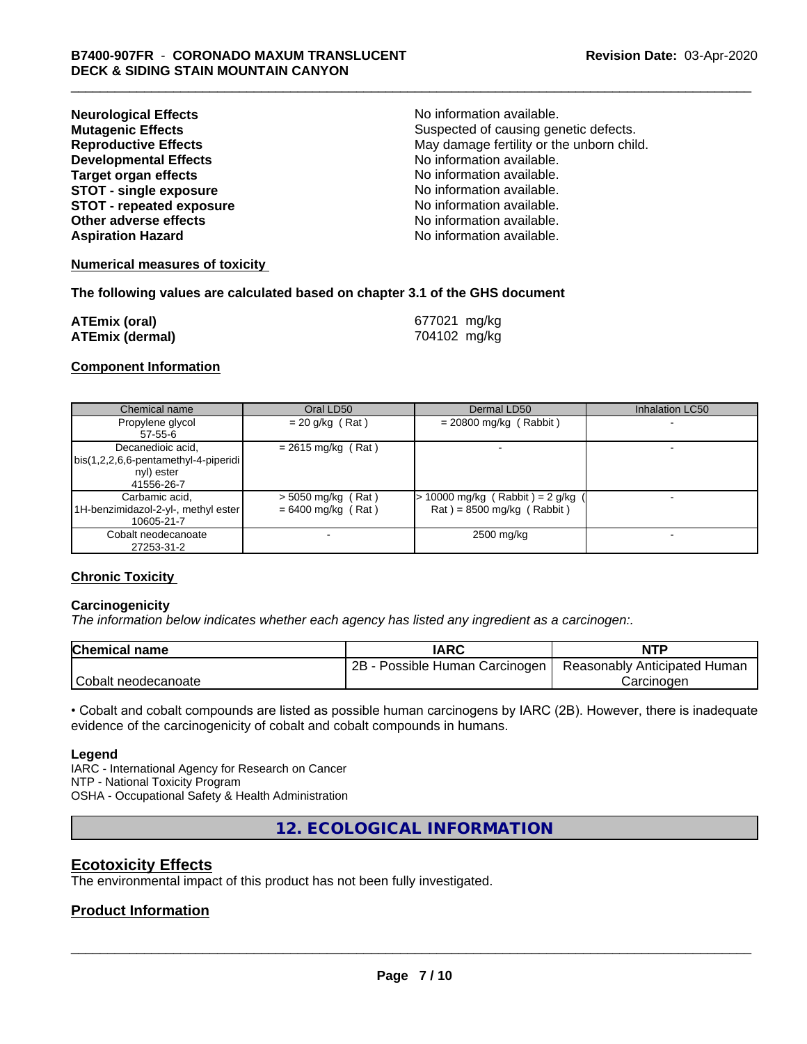**Neurological Effects** No information available.
**Mutagenic Effects** Suspected of causing genetic defects.
**Reproductive Effects** May damage fertility or the unborn child.
**Developmental Effects** No information available.
**Target organ effects** No information available.
**STOT - single exposure** No information available.
**STOT - repeated exposure** No information available.
**Other adverse effects** No information available.
**Aspiration Hazard** No information available.

**Numerical measures of toxicity**

**The following values are calculated based on chapter 3.1 of the GHS document**

**ATEmix (oral)** 677021 mg/kg
**ATEmix (dermal)** 704102 mg/kg

**Component Information**

| Chemical name | Oral LD50 | Dermal LD50 | Inhalation LC50 |
|---|---|---|---|
| Propylene glycol<br>57-55-6 | = 20 g/kg ( Rat ) | = 20800 mg/kg ( Rabbit ) | - |
| Decanedioic acid, bis(1,2,2,6,6-pentamethyl-4-piperidinyl) ester<br>41556-26-7 | = 2615 mg/kg ( Rat ) | - | - |
| Carbamic acid, 1H-benzimidazol-2-yl-, methyl ester<br>10605-21-7 | > 5050 mg/kg ( Rat )<br>= 6400 mg/kg ( Rat ) | > 10000 mg/kg ( Rabbit ) = 2 g/kg ( Rat ) = 8500 mg/kg ( Rabbit ) | - |
| Cobalt neodecanoate<br>27253-31-2 | - | 2500 mg/kg | - |

**Chronic Toxicity**

**Carcinogenicity**

*The information below indicates whether each agency has listed any ingredient as a carcinogen:.*

| Chemical name | IARC | NTP |
|---|---|---|
| Cobalt neodecanoate | 2B - Possible Human Carcinogen | Reasonably Anticipated Human Carcinogen |

• Cobalt and cobalt compounds are listed as possible human carcinogens by IARC (2B). However, there is inadequate evidence of the carcinogenicity of cobalt and cobalt compounds in humans.

**Legend**

IARC - International Agency for Research on Cancer
NTP - National Toxicity Program
OSHA - Occupational Safety & Health Administration

## 12. ECOLOGICAL INFORMATION

## Ecotoxicity Effects

The environmental impact of this product has not been fully investigated.

## Product Information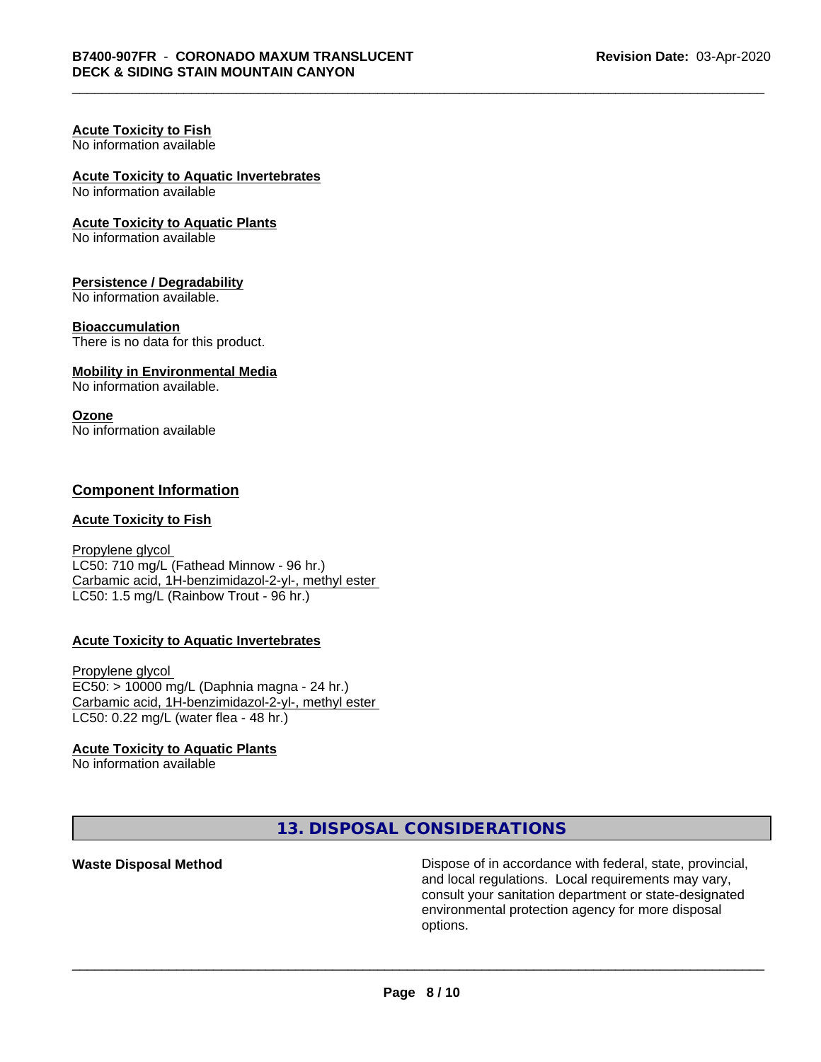**Acute Toxicity to Fish**
No information available

**Acute Toxicity to Aquatic Invertebrates**
No information available

**Acute Toxicity to Aquatic Plants**
No information available

**Persistence / Degradability**
No information available.

**Bioaccumulation**
There is no data for this product.

**Mobility in Environmental Media**
No information available.

**Ozone**
No information available

## Component Information

**Acute Toxicity to Fish**

Propylene glycol
LC50: 710 mg/L (Fathead Minnow - 96 hr.)
Carbamic acid, 1H-benzimidazol-2-yl-, methyl ester
LC50: 1.5 mg/L (Rainbow Trout - 96 hr.)

**Acute Toxicity to Aquatic Invertebrates**

Propylene glycol
EC50: > 10000 mg/L (Daphnia magna - 24 hr.)
Carbamic acid, 1H-benzimidazol-2-yl-, methyl ester
LC50: 0.22 mg/L (water flea - 48 hr.)

**Acute Toxicity to Aquatic Plants**
No information available

## 13. DISPOSAL CONSIDERATIONS

| | |
|---|---|
| **Waste Disposal Method** | Dispose of in accordance with federal, state, provincial, and local regulations. Local requirements may vary, consult your sanitation department or state-designated environmental protection agency for more disposal options. |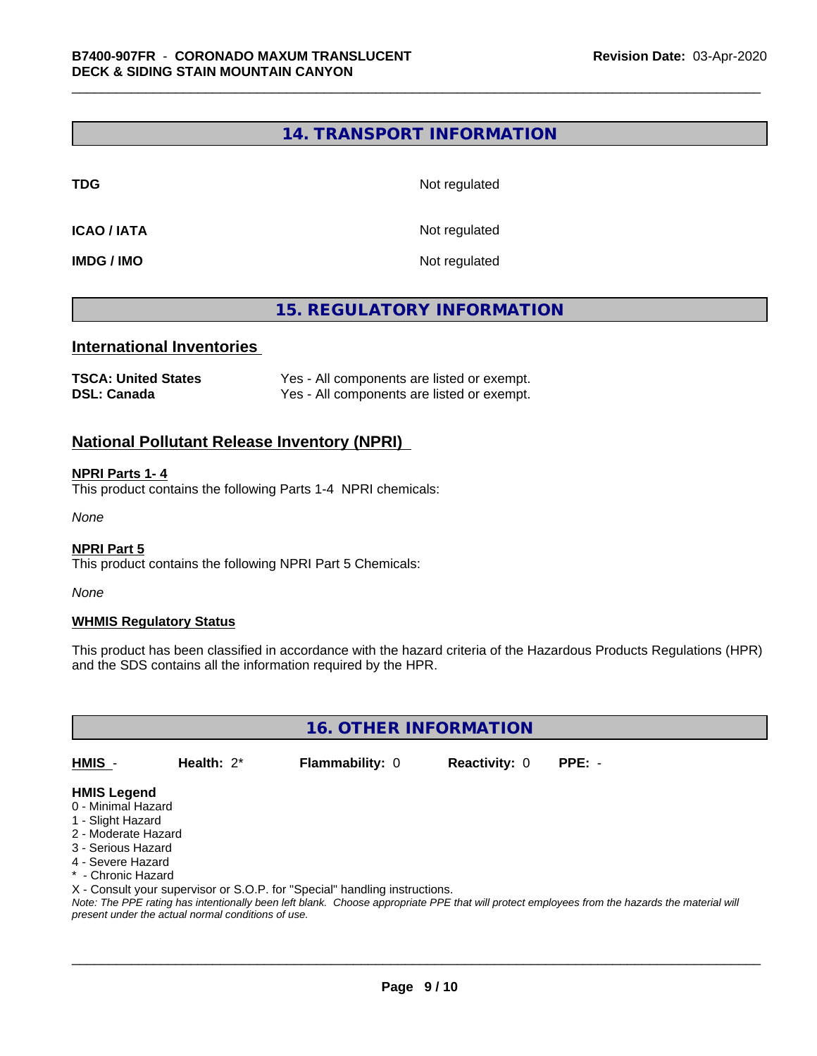## 14. TRANSPORT INFORMATION

| | |
|---|---|
| **TDG** | Not regulated |
| **ICAO / IATA** | Not regulated |
| **IMDG / IMO** | Not regulated |

## 15. REGULATORY INFORMATION

### International Inventories

| | |
|---|---|
| **TSCA: United States** | Yes - All components are listed or exempt. |
| **DSL: Canada** | Yes - All components are listed or exempt. |

### National Pollutant Release Inventory (NPRI)

**NPRI Parts 1- 4**

This product contains the following Parts 1-4 NPRI chemicals:

*None*

**NPRI Part 5**

This product contains the following NPRI Part 5 Chemicals:

*None*

**WHMIS Regulatory Status**

This product has been classified in accordance with the hazard criteria of the Hazardous Products Regulations (HPR) and the SDS contains all the information required by the HPR.

## 16. OTHER INFORMATION

| HMIS - | Health: 2* | Flammability: 0 | Reactivity: 0 | PPE: - |
|---|---|---|---|---|

**HMIS Legend**

0 - Minimal Hazard
1 - Slight Hazard
2 - Moderate Hazard
3 - Serious Hazard
4 - Severe Hazard
* - Chronic Hazard
X - Consult your supervisor or S.O.P. for "Special" handling instructions.

*Note: The PPE rating has intentionally been left blank. Choose appropriate PPE that will protect employees from the hazards the material will present under the actual normal conditions of use.*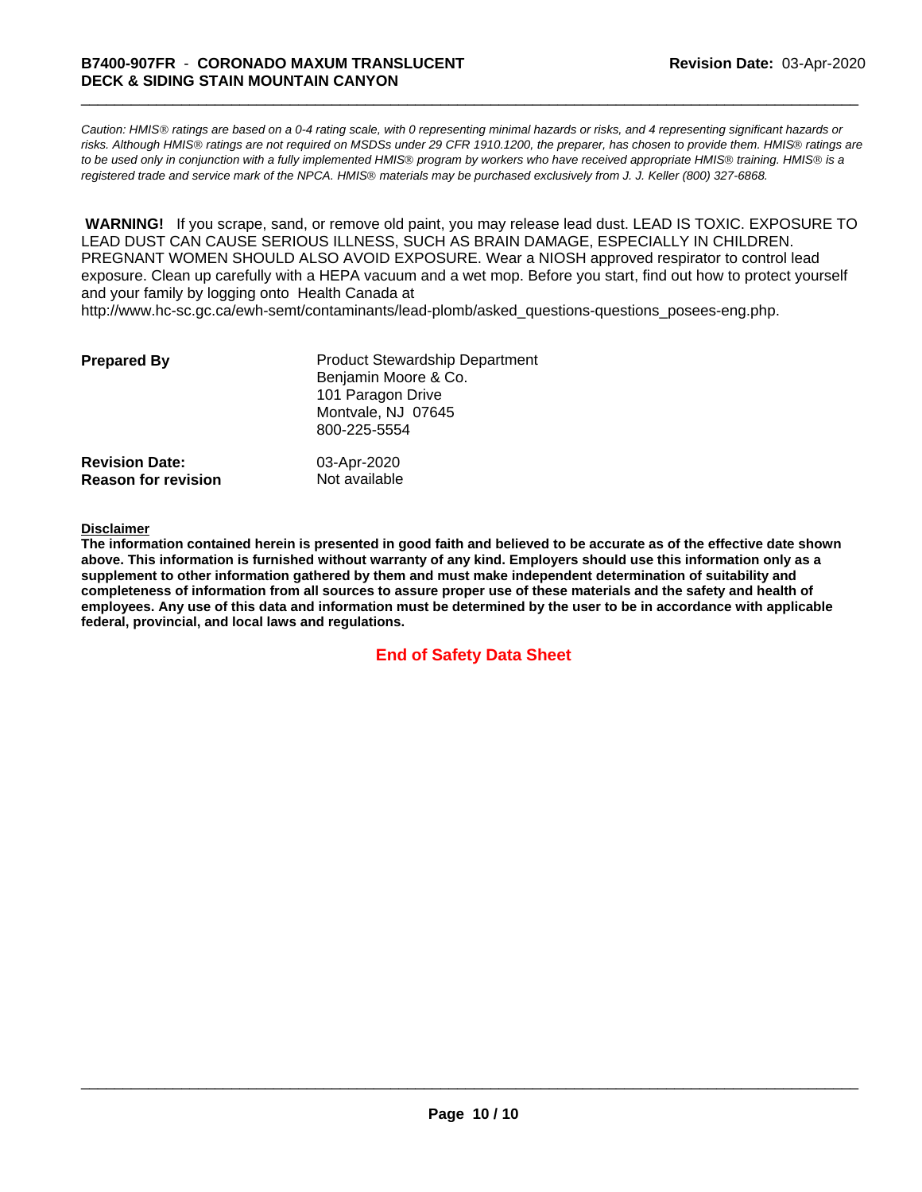*Caution: HMIS® ratings are based on a 0-4 rating scale, with 0 representing minimal hazards or risks, and 4 representing significant hazards or risks. Although HMIS® ratings are not required on MSDSs under 29 CFR 1910.1200, the preparer, has chosen to provide them. HMIS® ratings are to be used only in conjunction with a fully implemented HMIS® program by workers who have received appropriate HMIS® training. HMIS® is a registered trade and service mark of the NPCA. HMIS® materials may be purchased exclusively from J. J. Keller (800) 327-6868.*

**WARNING!** If you scrape, sand, or remove old paint, you may release lead dust. LEAD IS TOXIC. EXPOSURE TO LEAD DUST CAN CAUSE SERIOUS ILLNESS, SUCH AS BRAIN DAMAGE, ESPECIALLY IN CHILDREN. PREGNANT WOMEN SHOULD ALSO AVOID EXPOSURE. Wear a NIOSH approved respirator to control lead exposure. Clean up carefully with a HEPA vacuum and a wet mop. Before you start, find out how to protect yourself and your family by logging onto Health Canada at http://www.hc-sc.gc.ca/ewh-semt/contaminants/lead-plomb/asked_questions-questions_posees-eng.php.

**Prepared By**

Product Stewardship Department
Benjamin Moore & Co.
101 Paragon Drive
Montvale, NJ 07645
800-225-5554

**Revision Date:** 03-Apr-2020
**Reason for revision** Not available

**Disclaimer**

**The information contained herein is presented in good faith and believed to be accurate as of the effective date shown above. This information is furnished without warranty of any kind. Employers should use this information only as a supplement to other information gathered by them and must make independent determination of suitability and completeness of information from all sources to assure proper use of these materials and the safety and health of employees. Any use of this data and information must be determined by the user to be in accordance with applicable federal, provincial, and local laws and regulations.**

**End of Safety Data Sheet**